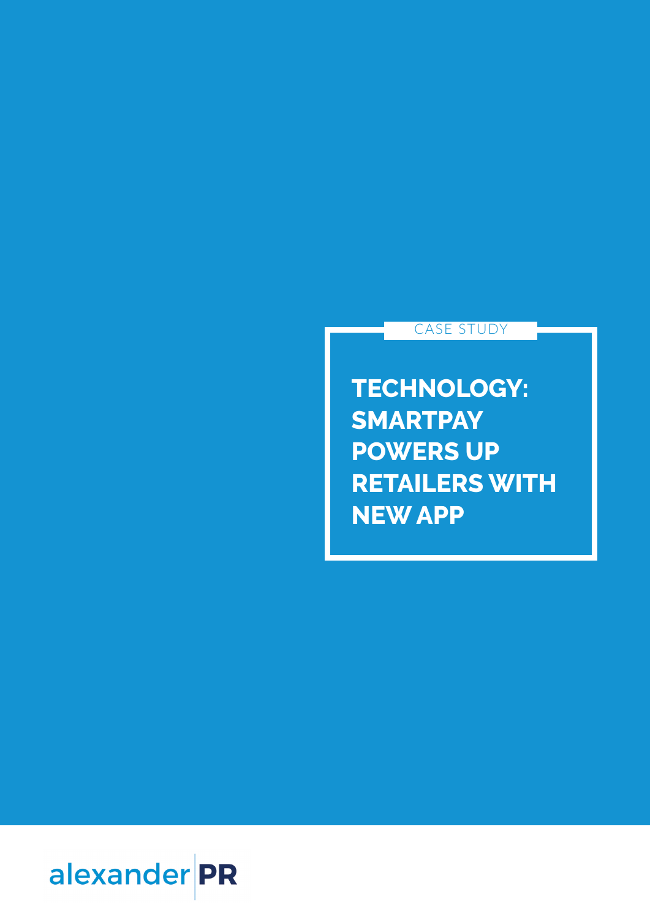CASE STUDY

# TECHNOLOGY: SMARTPAY POWERS UP RETAILERS WITH NEW APP

alexander PR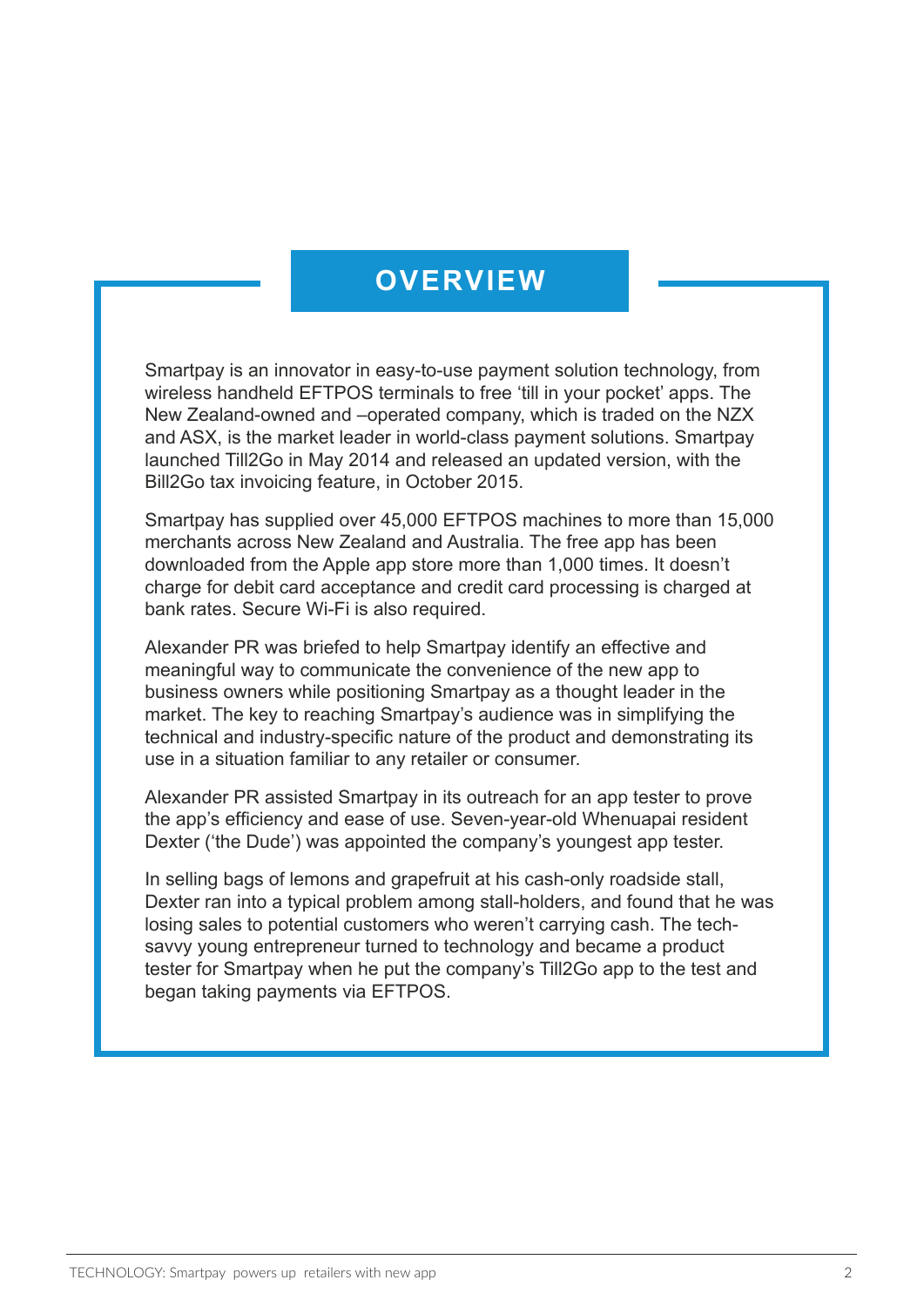# OVERVIEW

Smartpay is an innovator in easy-to-use payment solution technology, from wireless handheld EFTPOS terminals to free 'till in your pocket' apps. The New Zealand-owned and –operated company, which is traded on the NZX and ASX, is the market leader in world-class payment solutions. Smartpay launched Till2Go in May 2014 and released an updated version, with the Bill2Go tax invoicing feature, in October 2015.

Smartpay has supplied over 45,000 EFTPOS machines to more than 15,000 merchants across New Zealand and Australia. The free app has been downloaded from the Apple app store more than 1,000 times. It doesn't charge for debit card acceptance and credit card processing is charged at bank rates. Secure Wi-Fi is also required.

Alexander PR was briefed to help Smartpay identify an effective and meaningful way to communicate the convenience of the new app to business owners while positioning Smartpay as a thought leader in the market. The key to reaching Smartpay's audience was in simplifying the technical and industry-specific nature of the product and demonstrating its use in a situation familiar to any retailer or consumer.

Alexander PR assisted Smartpay in its outreach for an app tester to prove the app's efficiency and ease of use. Seven-year-old Whenuapai resident Dexter ('the Dude') was appointed the company's youngest app tester.

In selling bags of lemons and grapefruit at his cash-only roadside stall, Dexter ran into a typical problem among stall-holders, and found that he was losing sales to potential customers who weren't carrying cash. The tech-savvy young entrepreneur turned to technology and became a product tester for Smartpay when he put the company's Till2Go app to the test and began taking payments via EFTPOS.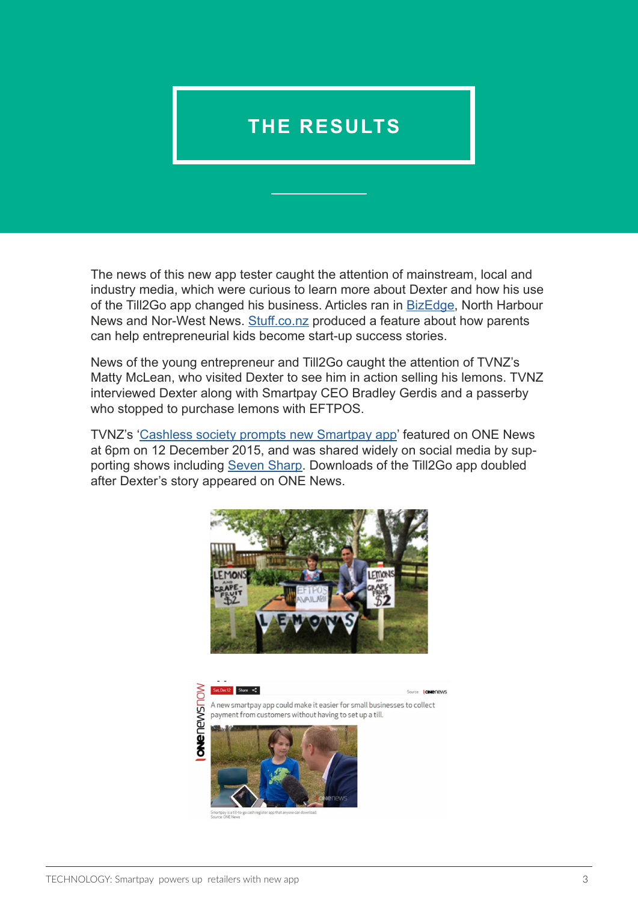# THE RESULTS

The news of this new app tester caught the attention of mainstream, local and industry media, which were curious to learn more about Dexter and how his use of the Till2Go app changed his business. Articles ran in BizEdge, North Harbour News and Nor-West News. Stuff.co.nz produced a feature about how parents can help entrepreneurial kids become start-up success stories.

News of the young entrepreneur and Till2Go caught the attention of TVNZ's Matty McLean, who visited Dexter to see him in action selling his lemons. TVNZ interviewed Dexter along with Smartpay CEO Bradley Gerdis and a passerby who stopped to purchase lemons with EFTPOS.

TVNZ's 'Cashless society prompts new Smartpay app' featured on ONE News at 6pm on 12 December 2015, and was shared widely on social media by supporting shows including Seven Sharp. Downloads of the Till2Go app doubled after Dexter's story appeared on ONE News.